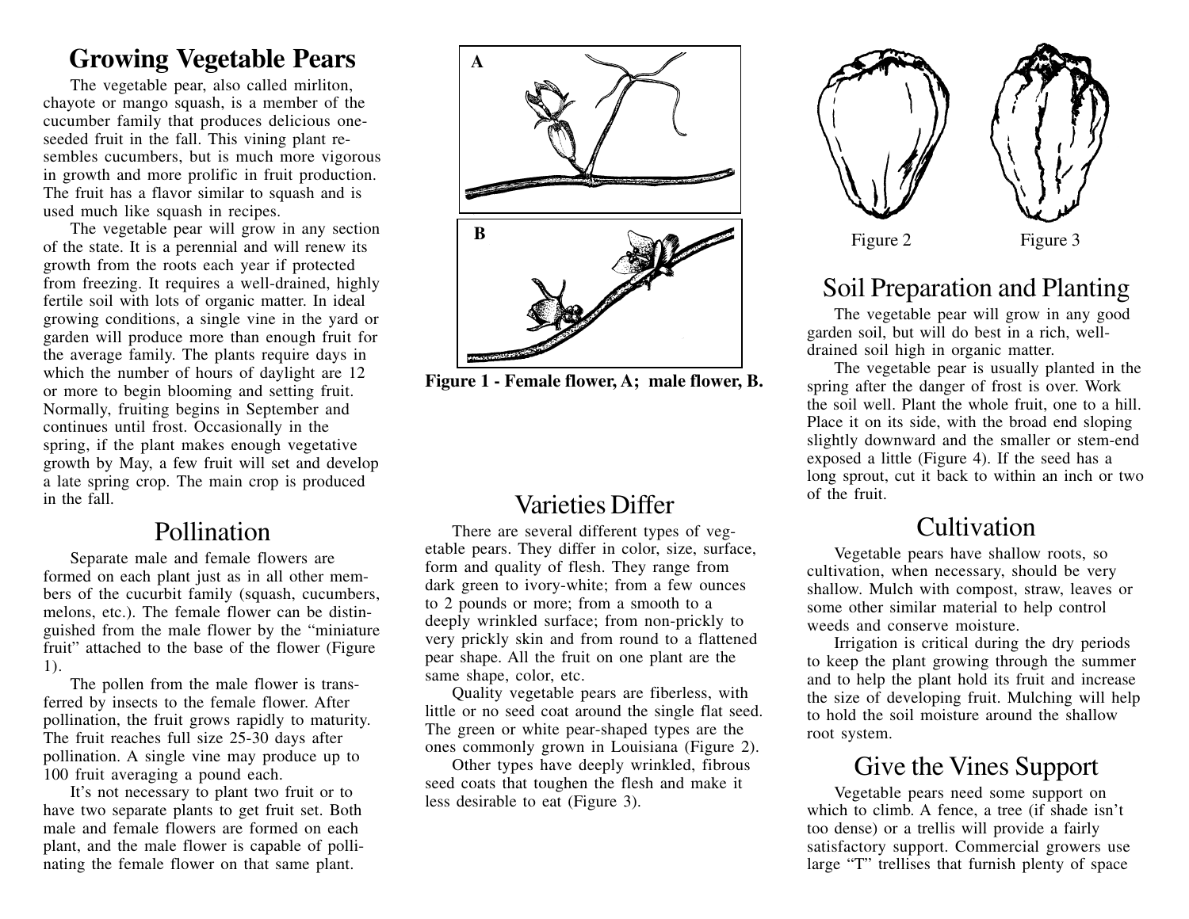# Growing Vegetable Pears

The vegetable pear, also called mirliton, chayote or mango squash, is a member of the cucumber family that produces delicious one-seeded fruit in the fall. This vining plant resembles cucumbers, but is much more vigorous in growth and more prolific in fruit production. The fruit has a flavor similar to squash and is used much like squash in recipes.

The vegetable pear will grow in any section of the state. It is a perennial and will renew its growth from the roots each year if protected from freezing. It requires a well-drained, highly fertile soil with lots of organic matter. In ideal growing conditions, a single vine in the yard or garden will produce more than enough fruit for the average family. The plants require days in which the number of hours of daylight are 12 or more to begin blooming and setting fruit. Normally, fruiting begins in September and continues until frost. Occasionally in the spring, if the plant makes enough vegetative growth by May, a few fruit will set and develop a late spring crop. The main crop is produced in the fall.

## Pollination

Separate male and female flowers are formed on each plant just as in all other members of the cucurbit family (squash, cucumbers, melons, etc.). The female flower can be distinguished from the male flower by the "miniature fruit" attached to the base of the flower (Figure 1).

The pollen from the male flower is transferred by insects to the female flower. After pollination, the fruit grows rapidly to maturity. The fruit reaches full size 25-30 days after pollination. A single vine may produce up to 100 fruit averaging a pound each.

It's not necessary to plant two fruit or to have two separate plants to get fruit set. Both male and female flowers are formed on each plant, and the male flower is capable of pollinating the female flower on that same plant.

A

B

**Figure 1 - Female flower, A; male flower, B.**

## Varieties Differ

There are several different types of vegetable pears. They differ in color, size, surface, form and quality of flesh. They range from dark green to ivory-white; from a few ounces to 2 pounds or more; from a smooth to a deeply wrinkled surface; from non-prickly to very prickly skin and from round to a flattened pear shape. All the fruit on one plant are the same shape, color, etc.

Quality vegetable pears are fiberless, with little or no seed coat around the single flat seed. The green or white pear-shaped types are the ones commonly grown in Louisiana (Figure 2).

Other types have deeply wrinkled, fibrous seed coats that toughen the flesh and make it less desirable to eat (Figure 3).

Figure 2

Figure 3

## Soil Preparation and Planting

The vegetable pear will grow in any good garden soil, but will do best in a rich, well-drained soil high in organic matter.

The vegetable pear is usually planted in the spring after the danger of frost is over. Work the soil well. Plant the whole fruit, one to a hill. Place it on its side, with the broad end sloping slightly downward and the smaller or stem-end exposed a little (Figure 4). If the seed has a long sprout, cut it back to within an inch or two of the fruit.

## Cultivation

Vegetable pears have shallow roots, so cultivation, when necessary, should be very shallow. Mulch with compost, straw, leaves or some other similar material to help control weeds and conserve moisture.

Irrigation is critical during the dry periods to keep the plant growing through the summer and to help the plant hold its fruit and increase the size of developing fruit. Mulching will help to hold the soil moisture around the shallow root system.

## Give the Vines Support

Vegetable pears need some support on which to climb. A fence, a tree (if shade isn't too dense) or a trellis will provide a fairly satisfactory support. Commercial growers use large "T" trellises that furnish plenty of space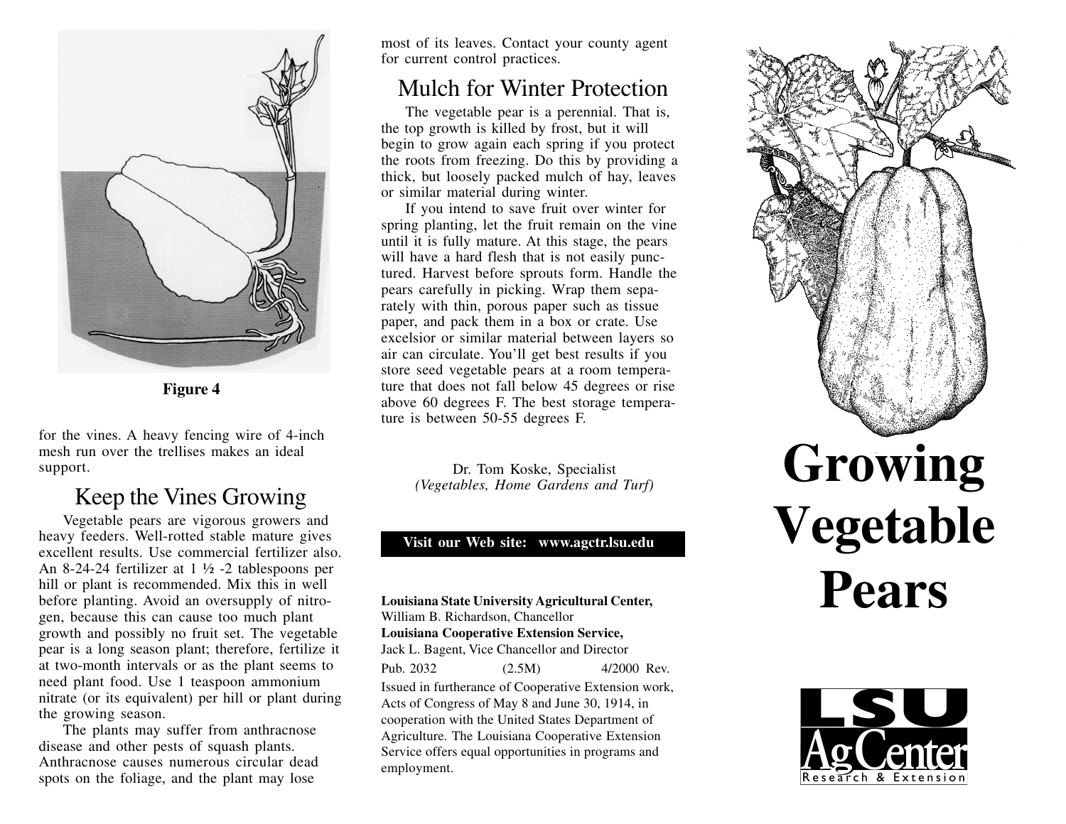Figure 4

for the vines. A heavy fencing wire of 4-inch mesh run over the trellises makes an ideal support.

## Keep the Vines Growing

Vegetable pears are vigorous growers and heavy feeders. Well-rotted stable mature gives excellent results. Use commercial fertilizer also. An 8-24-24 fertilizer at 1 ½ -2 tablespoons per hill or plant is recommended. Mix this in well before planting. Avoid an oversupply of nitrogen, because this can cause too much plant growth and possibly no fruit set. The vegetable pear is a long season plant; therefore, fertilize it at two-month intervals or as the plant seems to need plant food. Use 1 teaspoon ammonium nitrate (or its equivalent) per hill or plant during the growing season.

The plants may suffer from anthracnose disease and other pests of squash plants. Anthracnose causes numerous circular dead spots on the foliage, and the plant may lose most of its leaves. Contact your county agent for current control practices.

## Mulch for Winter Protection

The vegetable pear is a perennial. That is, the top growth is killed by frost, but it will begin to grow again each spring if you protect the roots from freezing. Do this by providing a thick, but loosely packed mulch of hay, leaves or similar material during winter.

If you intend to save fruit over winter for spring planting, let the fruit remain on the vine until it is fully mature. At this stage, the pears will have a hard flesh that is not easily punctured. Harvest before sprouts form. Handle the pears carefully in picking. Wrap them separately with thin, porous paper such as tissue paper, and pack them in a box or crate. Use excelsior or similar material between layers so air can circulate. You'll get best results if you store seed vegetable pears at a room temperature that does not fall below 45 degrees or rise above 60 degrees F. The best storage temperature is between 50-55 degrees F.

Dr. Tom Koske, Specialist
*(Vegetables, Home Gardens and Turf)*

**Visit our Web site: www.agctr.lsu.edu**

**Louisiana State University Agricultural Center,**
William B. Richardson, Chancellor
**Louisiana Cooperative Extension Service,**
Jack L. Bagent, Vice Chancellor and Director

Pub. 2032 (2.5M) 4/2000 Rev.

Issued in furtherance of Cooperative Extension work, Acts of Congress of May 8 and June 30, 1914, in cooperation with the United States Department of Agriculture. The Louisiana Cooperative Extension Service offers equal opportunities in programs and employment.

# Growing Vegetable Pears

LSU AgCenter
Research & Extension